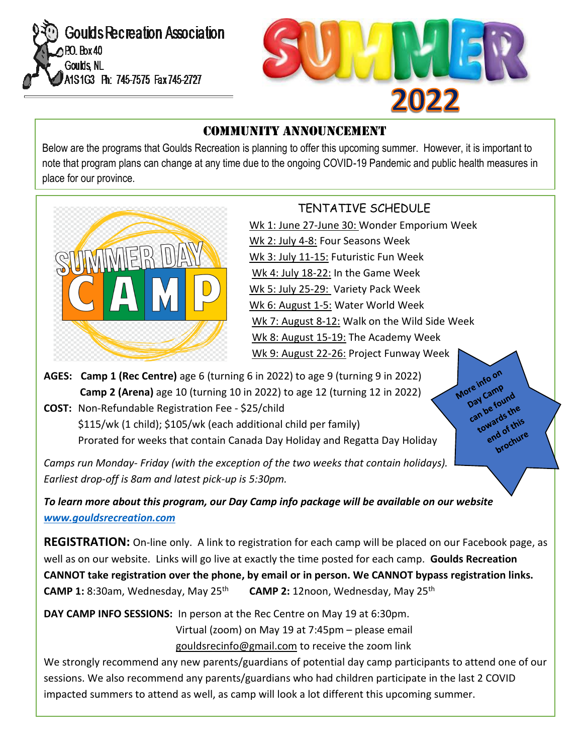Goulds Recreation Association
P.O. Box 40
Goulds, NL
A1S1G3 Ph: 745-7575 Fax 745-2727

# SUMMER 2022

## COMMUNITY ANNOUNCEMENT

Below are the programs that Goulds Recreation is planning to offer this upcoming summer. However, it is important to note that program plans can change at any time due to the ongoing COVID-19 Pandemic and public health measures in place for our province.

## SUMMER DAY CAMP

### TENTATIVE SCHEDULE

- Wk 1: June 27-June 30: Wonder Emporium Week
- Wk 2: July 4-8: Four Seasons Week
- Wk 3: July 11-15: Futuristic Fun Week
- Wk 4: July 18-22: In the Game Week
- Wk 5: July 25-29: Variety Pack Week
- Wk 6: August 1-5: Water World Week
- Wk 7: August 8-12: Walk on the Wild Side Week
- Wk 8: August 15-19: The Academy Week
- Wk 9: August 22-26: Project Funway Week

**AGES:** **Camp 1 (Rec Centre)** age 6 (turning 6 in 2022) to age 9 (turning 9 in 2022)
**Camp 2 (Arena)** age 10 (turning 10 in 2022) to age 12 (turning 12 in 2022)

**COST:** Non-Refundable Registration Fee - $25/child
$115/wk (1 child); $105/wk (each additional child per family)
Prorated for weeks that contain Canada Day Holiday and Regatta Day Holiday

More info on Day Camp can be found towards the end of this brochure

*Camps run Monday- Friday (with the exception of the two weeks that contain holidays). Earliest drop-off is 8am and latest pick-up is 5:30pm.*

***To learn more about this program, our Day Camp info package will be available on our website [www.gouldsrecreation.com](www.gouldsrecreation.com)***

**REGISTRATION:** On-line only. A link to registration for each camp will be placed on our Facebook page, as well as on our website. Links will go live at exactly the time posted for each camp. **Goulds Recreation CANNOT take registration over the phone, by email or in person. We CANNOT bypass registration links.**
**CAMP 1:** 8:30am, Wednesday, May 25th **CAMP 2:** 12noon, Wednesday, May 25th

**DAY CAMP INFO SESSIONS:** In person at the Rec Centre on May 19 at 6:30pm.
Virtual (zoom) on May 19 at 7:45pm – please email gouldsrecinfo@gmail.com to receive the zoom link

We strongly recommend any new parents/guardians of potential day camp participants to attend one of our sessions. We also recommend any parents/guardians who had children participate in the last 2 COVID impacted summers to attend as well, as camp will look a lot different this upcoming summer.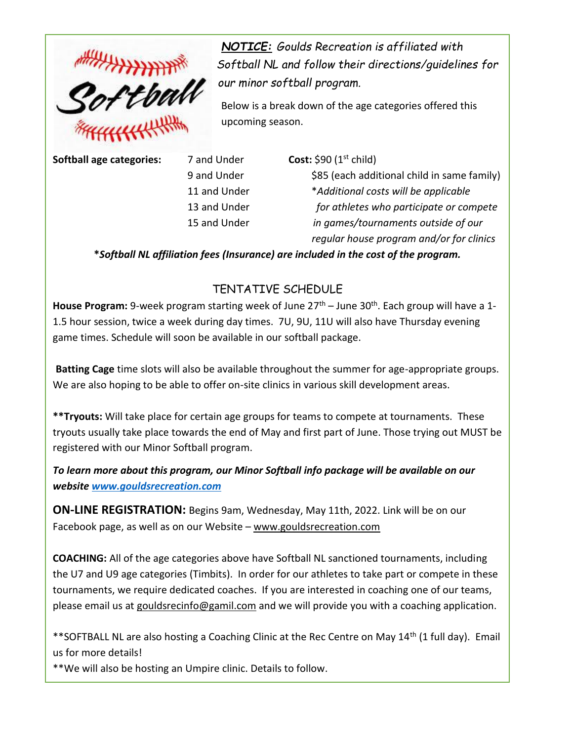***NOTICE:*** *Goulds Recreation is affiliated with Softball NL and follow their directions/guidelines for our minor softball program.*

Below is a break down of the age categories offered this upcoming season.

| **Softball age categories:** | | **Cost:** |
|---|---|---|
| | 7 and Under | $90 (1st child) |
| | 9 and Under | $85 (each additional child in same family) |
| | 11 and Under | **Additional costs will be applicable* |
| | 13 and Under | *for athletes who participate or compete* |
| | 15 and Under | *in games/tournaments outside of our* |
| | | *regular house program and/or for clinics* |

***Softball NL affiliation fees (Insurance) are included in the cost of the program.***

## TENTATIVE SCHEDULE

**House Program:** 9-week program starting week of June 27th – June 30th. Each group will have a 1-1.5 hour session, twice a week during day times. 7U, 9U, 11U will also have Thursday evening game times. Schedule will soon be available in our softball package.

**Batting Cage** time slots will also be available throughout the summer for age-appropriate groups. We are also hoping to be able to offer on-site clinics in various skill development areas.

****Tryouts:** Will take place for certain age groups for teams to compete at tournaments. These tryouts usually take place towards the end of May and first part of June. Those trying out MUST be registered with our Minor Softball program.

***To learn more about this program, our Minor Softball info package will be available on our website www.gouldsrecreation.com***

**ON-LINE REGISTRATION:** Begins 9am, Wednesday, May 11th, 2022. Link will be on our Facebook page, as well as on our Website – www.gouldsrecreation.com

**COACHING:** All of the age categories above have Softball NL sanctioned tournaments, including the U7 and U9 age categories (Timbits). In order for our athletes to take part or compete in these tournaments, we require dedicated coaches. If you are interested in coaching one of our teams, please email us at gouldsrecinfo@gamil.com and we will provide you with a coaching application.

**SOFTBALL NL are also hosting a Coaching Clinic at the Rec Centre on May 14th (1 full day). Email us for more details!

**We will also be hosting an Umpire clinic. Details to follow.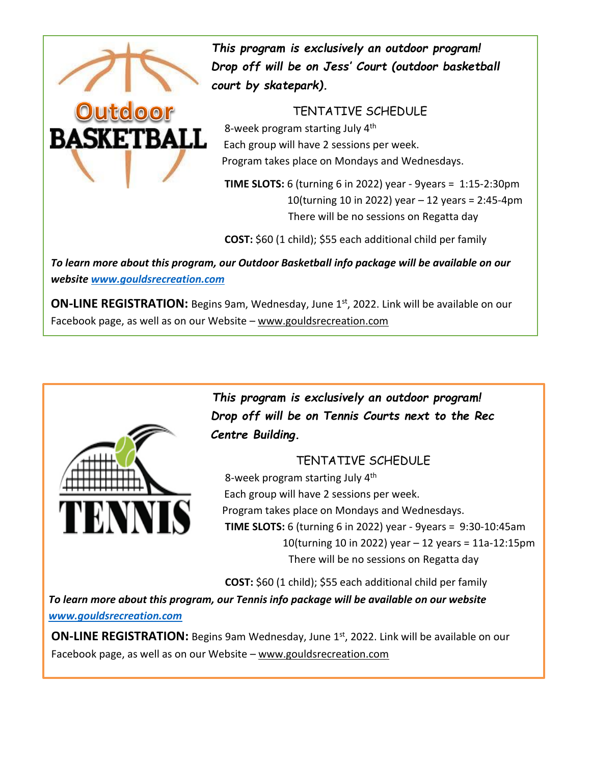## Outdoor BASKETBALL

***This program is exclusively an outdoor program! Drop off will be on Jess' Court (outdoor basketball court by skatepark).***

TENTATIVE SCHEDULE

8-week program starting July 4th
Each group will have 2 sessions per week.
Program takes place on Mondays and Wednesdays.

**TIME SLOTS:** 6 (turning 6 in 2022) year - 9years = 1:15-2:30pm
10(turning 10 in 2022) year – 12 years = 2:45-4pm
There will be no sessions on Regatta day

**COST:** $60 (1 child); $55 each additional child per family

***To learn more about this program, our Outdoor Basketball info package will be available on our website [www.gouldsrecreation.com](www.gouldsrecreation.com)***

**ON-LINE REGISTRATION:** Begins 9am, Wednesday, June 1st, 2022. Link will be available on our Facebook page, as well as on our Website – www.gouldsrecreation.com

## TENNIS

***This program is exclusively an outdoor program! Drop off will be on Tennis Courts next to the Rec Centre Building.***

TENTATIVE SCHEDULE

8-week program starting July 4th
Each group will have 2 sessions per week.
Program takes place on Mondays and Wednesdays.

**TIME SLOTS:** 6 (turning 6 in 2022) year - 9years = 9:30-10:45am
10(turning 10 in 2022) year – 12 years = 11a-12:15pm
There will be no sessions on Regatta day

**COST:** $60 (1 child); $55 each additional child per family

***To learn more about this program, our Tennis info package will be available on our website [www.gouldsrecreation.com](www.gouldsrecreation.com)***

**ON-LINE REGISTRATION:** Begins 9am Wednesday, June 1st, 2022. Link will be available on our Facebook page, as well as on our Website – www.gouldsrecreation.com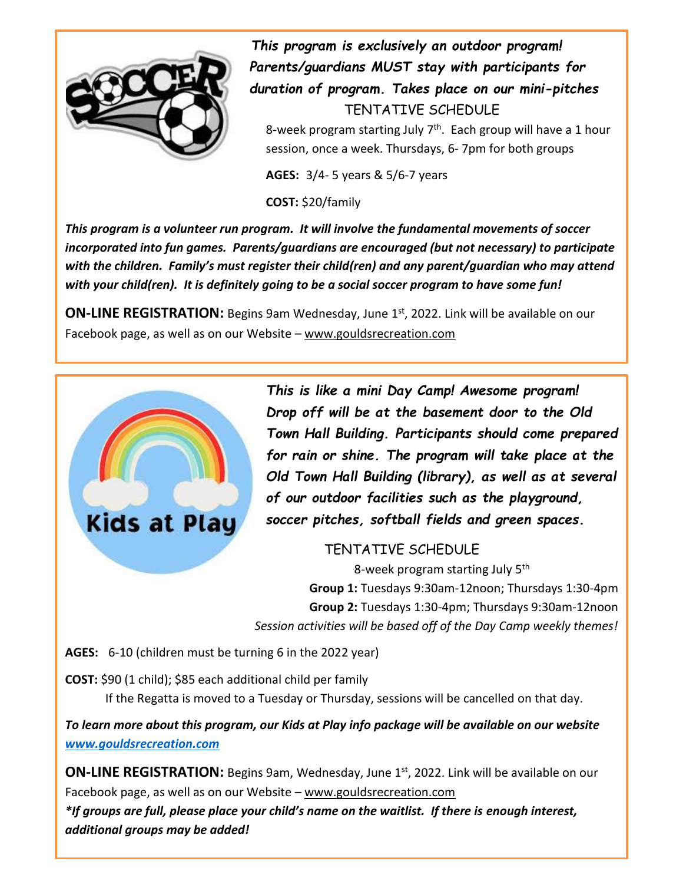***This program is exclusively an outdoor program! Parents/guardians MUST stay with participants for duration of program. Takes place on our mini-pitches***

TENTATIVE SCHEDULE

8-week program starting July 7th. Each group will have a 1 hour session, once a week. Thursdays, 6- 7pm for both groups

**AGES:** 3/4- 5 years & 5/6-7 years

**COST:** $20/family

***This program is a volunteer run program. It will involve the fundamental movements of soccer incorporated into fun games. Parents/guardians are encouraged (but not necessary) to participate with the children. Family's must register their child(ren) and any parent/guardian who may attend with your child(ren). It is definitely going to be a social soccer program to have some fun!***

**ON-LINE REGISTRATION:** Begins 9am Wednesday, June 1st, 2022. Link will be available on our Facebook page, as well as on our Website – www.gouldsrecreation.com

---

***This is like a mini Day Camp! Awesome program! Drop off will be at the basement door to the Old Town Hall Building. Participants should come prepared for rain or shine. The program will take place at the Old Town Hall Building (library), as well as at several of our outdoor facilities such as the playground, soccer pitches, softball fields and green spaces.***

TENTATIVE SCHEDULE

8-week program starting July 5th

**Group 1:** Tuesdays 9:30am-12noon; Thursdays 1:30-4pm

**Group 2:** Tuesdays 1:30-4pm; Thursdays 9:30am-12noon

*Session activities will be based off of the Day Camp weekly themes!*

**AGES:** 6-10 (children must be turning 6 in the 2022 year)

**COST:** $90 (1 child); $85 each additional child per family

If the Regatta is moved to a Tuesday or Thursday, sessions will be cancelled on that day.

***To learn more about this program, our Kids at Play info package will be available on our website www.gouldsrecreation.com***

**ON-LINE REGISTRATION:** Begins 9am, Wednesday, June 1st, 2022. Link will be available on our Facebook page, as well as on our Website – www.gouldsrecreation.com

***\*If groups are full, please place your child's name on the waitlist. If there is enough interest, additional groups may be added!***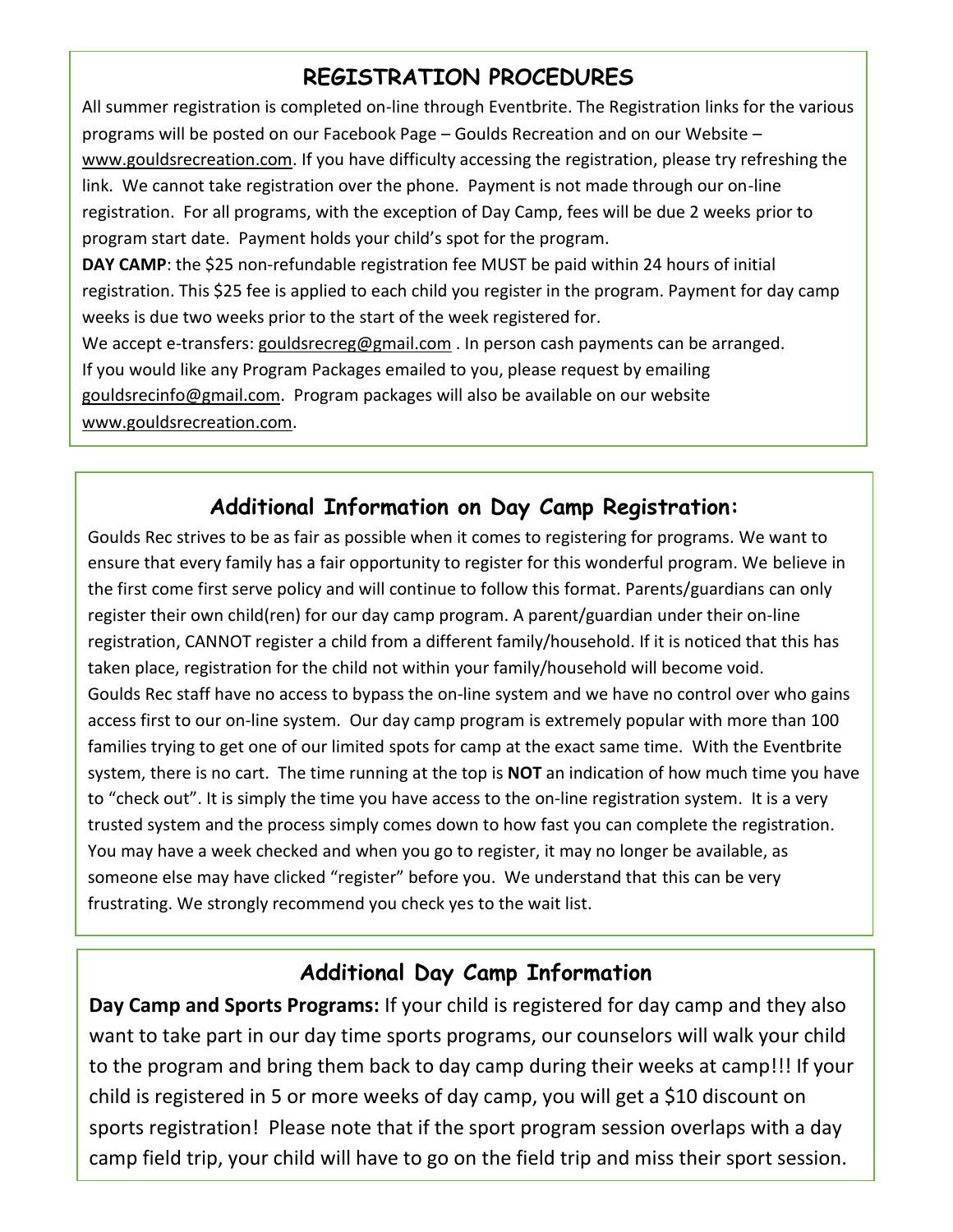## REGISTRATION PROCEDURES

All summer registration is completed on-line through Eventbrite. The Registration links for the various programs will be posted on our Facebook Page – Goulds Recreation and on our Website – www.gouldsrecreation.com. If you have difficulty accessing the registration, please try refreshing the link. We cannot take registration over the phone. Payment is not made through our on-line registration. For all programs, with the exception of Day Camp, fees will be due 2 weeks prior to program start date. Payment holds your child's spot for the program.

**DAY CAMP**: the $25 non-refundable registration fee MUST be paid within 24 hours of initial registration. This $25 fee is applied to each child you register in the program. Payment for day camp weeks is due two weeks prior to the start of the week registered for.

We accept e-transfers: gouldsrecreg@gmail.com . In person cash payments can be arranged.

If you would like any Program Packages emailed to you, please request by emailing gouldsrecinfo@gmail.com. Program packages will also be available on our website www.gouldsrecreation.com.

## Additional Information on Day Camp Registration:

Goulds Rec strives to be as fair as possible when it comes to registering for programs. We want to ensure that every family has a fair opportunity to register for this wonderful program. We believe in the first come first serve policy and will continue to follow this format. Parents/guardians can only register their own child(ren) for our day camp program. A parent/guardian under their on-line registration, CANNOT register a child from a different family/household. If it is noticed that this has taken place, registration for the child not within your family/household will become void.

Goulds Rec staff have no access to bypass the on-line system and we have no control over who gains access first to our on-line system. Our day camp program is extremely popular with more than 100 families trying to get one of our limited spots for camp at the exact same time. With the Eventbrite system, there is no cart. The time running at the top is **NOT** an indication of how much time you have to "check out". It is simply the time you have access to the on-line registration system. It is a very trusted system and the process simply comes down to how fast you can complete the registration. You may have a week checked and when you go to register, it may no longer be available, as someone else may have clicked "register" before you. We understand that this can be very frustrating. We strongly recommend you check yes to the wait list.

## Additional Day Camp Information

**Day Camp and Sports Programs:** If your child is registered for day camp and they also want to take part in our day time sports programs, our counselors will walk your child to the program and bring them back to day camp during their weeks at camp!!! If your child is registered in 5 or more weeks of day camp, you will get a $10 discount on sports registration! Please note that if the sport program session overlaps with a day camp field trip, your child will have to go on the field trip and miss their sport session.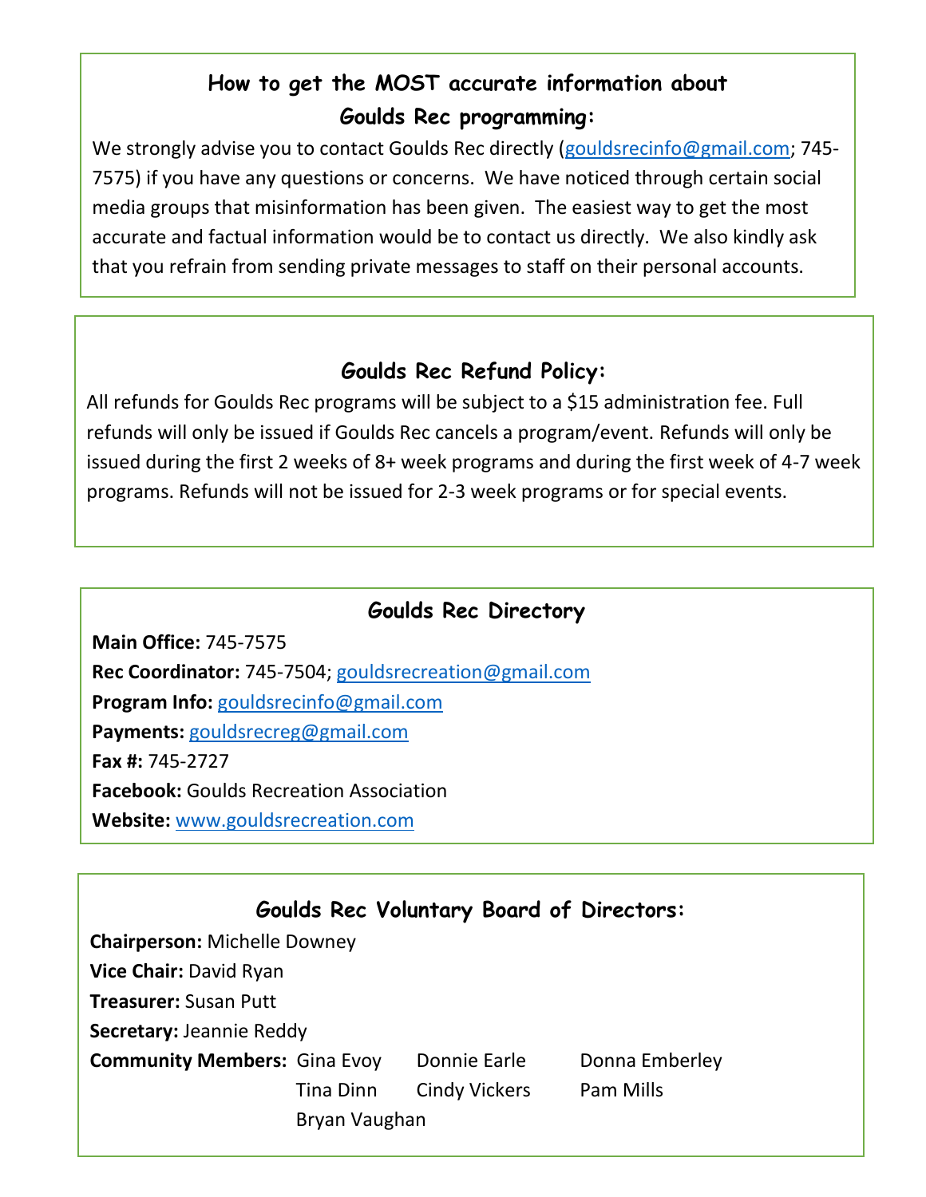## How to get the MOST accurate information about Goulds Rec programming:

We strongly advise you to contact Goulds Rec directly (gouldsrecinfo@gmail.com; 745-7575) if you have any questions or concerns. We have noticed through certain social media groups that misinformation has been given. The easiest way to get the most accurate and factual information would be to contact us directly. We also kindly ask that you refrain from sending private messages to staff on their personal accounts.

## Goulds Rec Refund Policy:

All refunds for Goulds Rec programs will be subject to a $15 administration fee. Full refunds will only be issued if Goulds Rec cancels a program/event. Refunds will only be issued during the first 2 weeks of 8+ week programs and during the first week of 4-7 week programs. Refunds will not be issued for 2-3 week programs or for special events.

## Goulds Rec Directory

**Main Office:** 745-7575
**Rec Coordinator:** 745-7504; gouldsrecreation@gmail.com
**Program Info:** gouldsrecinfo@gmail.com
**Payments:** gouldsrecreg@gmail.com
**Fax #:** 745-2727
**Facebook:** Goulds Recreation Association
**Website:** www.gouldsrecreation.com

## Goulds Rec Voluntary Board of Directors:

**Chairperson:** Michelle Downey
**Vice Chair:** David Ryan
**Treasurer:** Susan Putt
**Secretary:** Jeannie Reddy
**Community Members:** Gina Evoy, Donnie Earle, Donna Emberley, Tina Dinn, Cindy Vickers, Pam Mills, Bryan Vaughan